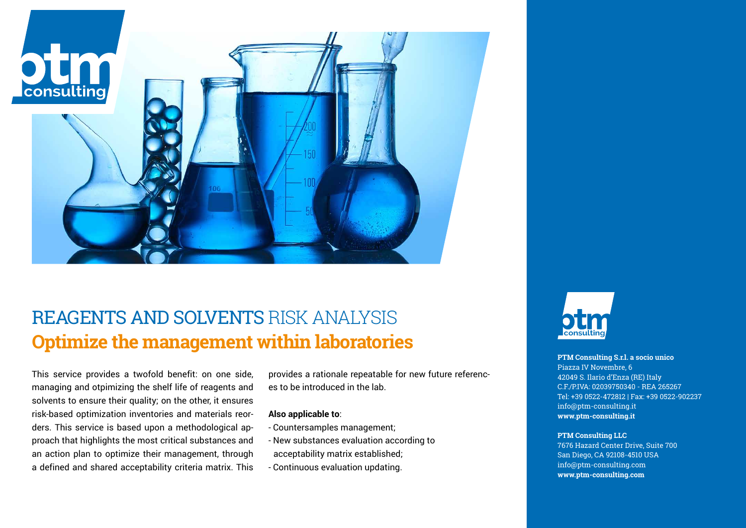# REAGENTS AND SOLVENTS RISK ANALYSIS

## Optimize the management within laboratories

This service provides a twofold benefit: on one side, managing and otpimizing the shelf life of reagents and solvents to ensure their quality; on the other, it ensures risk-based optimization inventories and materials reorders. This service is based upon a methodological approach that highlights the most critical substances and an action plan to optimize their management, through a defined and shared acceptability criteria matrix. This provides a rationale repeatable for new future references to be introduced in the lab.

**Also applicable to**:

- Countersamples management;
- New substances evaluation according to acceptability matrix established;
- Continuous evaluation updating.

**PTM Consulting S.r.l. a socio unico**
Piazza IV Novembre, 6
42049 S. Ilario d'Enza (RE) Italy
C.F./P.IVA: 02039750340 - REA 265267
Tel: +39 0522-472812 | Fax: +39 0522-902237
info@ptm-consulting.it
**www.ptm-consulting.it**

**PTM Consulting LLC**
7676 Hazard Center Drive, Suite 700
San Diego, CA 92108-4510 USA
info@ptm-consulting.com
**www.ptm-consulting.com**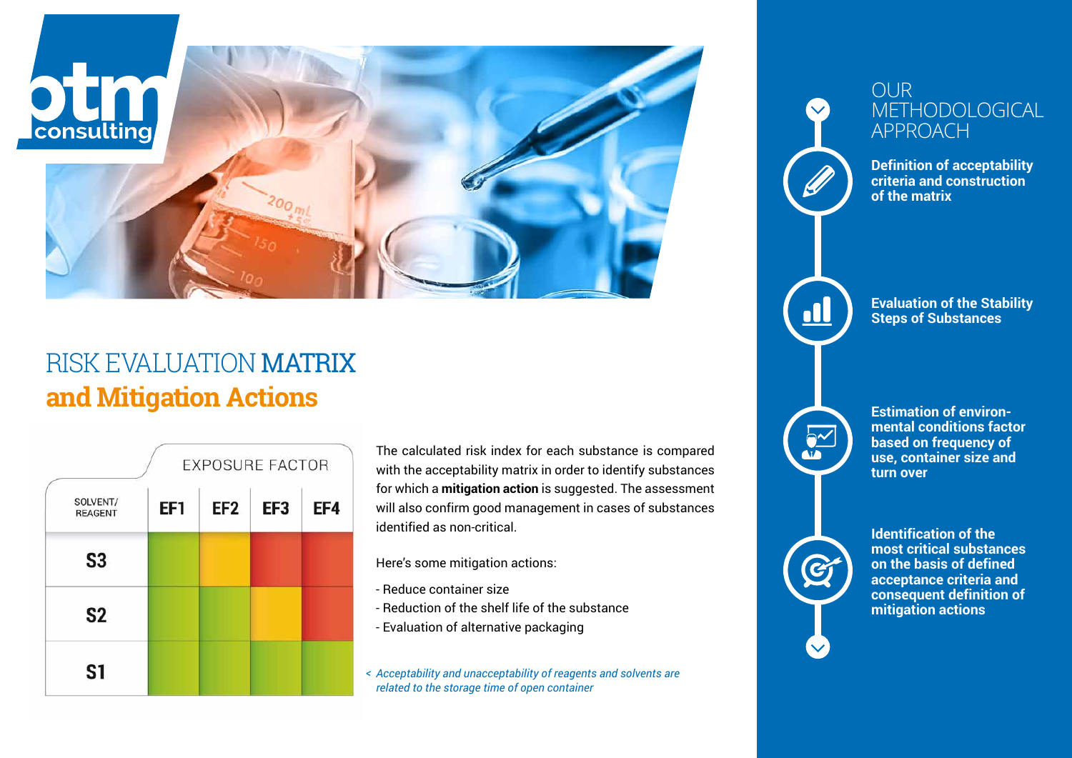# RISK EVALUATION MATRIX and Mitigation Actions

| SOLVENT/ REAGENT | EXPOSURE FACTOR EF1 | EF2 | EF3 | EF4 |
|---|---|---|---|---|
| S3 | | | | |
| S2 | | | | |
| S1 | | | | |

The calculated risk index for each substance is compared with the acceptability matrix in order to identify substances for which a **mitigation action** is suggested. The assessment will also confirm good management in cases of substances identified as non-critical.

Here's some mitigation actions:

- Reduce container size
- Reduction of the shelf life of the substance
- Evaluation of alternative packaging

*< Acceptability and unacceptability of reagents and solvents are related to the storage time of open container*

## OUR METHODOLOGICAL APPROACH

**Definition of acceptability criteria and construction of the matrix**

**Evaluation of the Stability Steps of Substances**

**Estimation of environmental conditions factor based on frequency of use, container size and turn over**

**Identification of the most critical substances on the basis of defined acceptance criteria and consequent definition of mitigation actions**